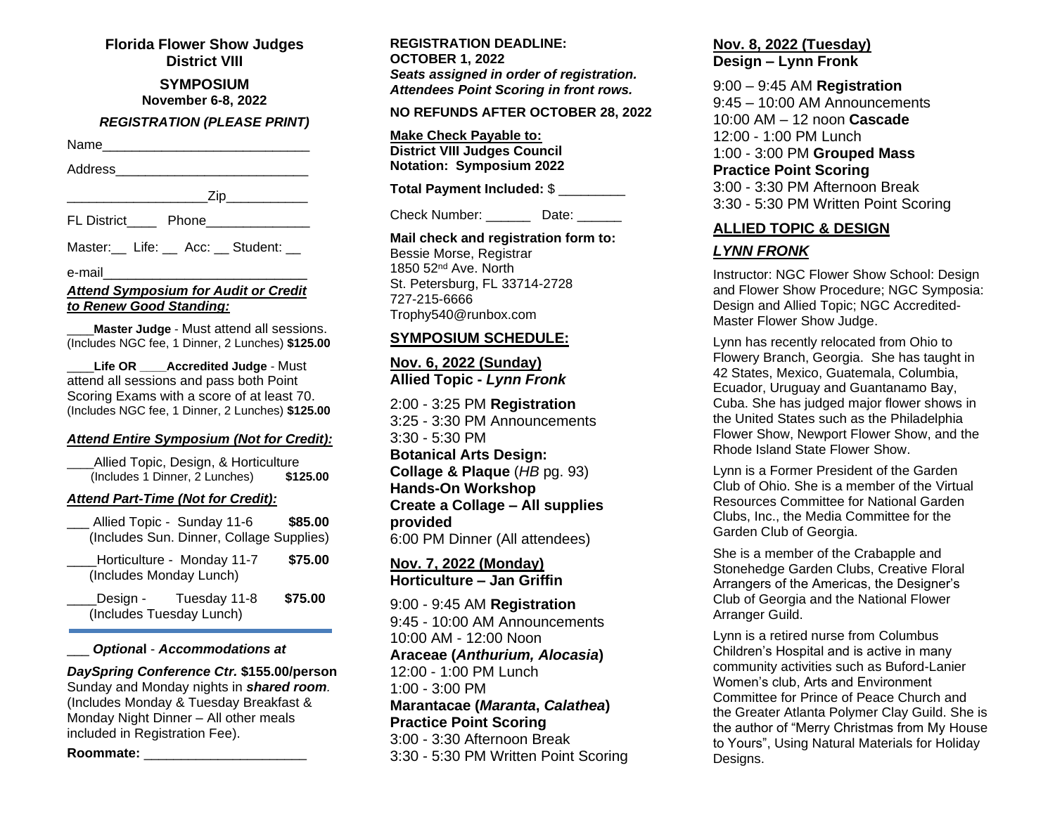**Florida Flower Show Judges District VIII**

**SYMPOSIUM**
**November 6-8, 2022**

***REGISTRATION (PLEASE PRINT)***

Name___________________________

Address_________________________

__________________Zip___________

FL District____ Phone______________

Master:__ Life: __ Acc: __ Student: __

e-mail__________________________

***Attend Symposium for Audit or Credit to Renew Good Standing:***

____**Master Judge** - Must attend all sessions. (Includes NGC fee, 1 Dinner, 2 Lunches) **$125.00**

____**Life OR** ____**Accredited Judge** - Must attend all sessions and pass both Point Scoring Exams with a score of at least 70. (Includes NGC fee, 1 Dinner, 2 Lunches) **$125.00**

***Attend Entire Symposium (Not for Credit):***

____Allied Topic, Design, & Horticulture (Includes 1 Dinner, 2 Lunches) **$125.00**

***Attend Part-Time (Not for Credit):***

___ Allied Topic - Sunday 11-6 **$85.00** (Includes Sun. Dinner, Collage Supplies)

____Horticulture - Monday 11-7 **$75.00** (Includes Monday Lunch)

____Design - Tuesday 11-8 **$75.00** (Includes Tuesday Lunch)

___ ***Optional*** - ***Accommodations at DaySpring Conference Ctr.*** **$155.00/person** Sunday and Monday nights in ***shared room****.* (Includes Monday & Tuesday Breakfast & Monday Night Dinner – All other meals included in Registration Fee).

**Roommate:** ______________________

**REGISTRATION DEADLINE:**
**OCTOBER 1, 2022**
***Seats assigned in order of registration. Attendees Point Scoring in front rows.***

**NO REFUNDS AFTER OCTOBER 28, 2022**

**Make Check Payable to:**
**District VIII Judges Council**
**Notation: Symposium 2022**

**Total Payment Included:** $ _________

Check Number: ______ Date: ______

**Mail check and registration form to:**
Bessie Morse, Registrar
1850 52nd Ave. North
St. Petersburg, FL 33714-2728
727-215-6666
Trophy540@runbox.com

## SYMPOSIUM SCHEDULE:

**Nov. 6, 2022 (Sunday)**
**Allied Topic -** ***Lynn Fronk***

2:00 - 3:25 PM **Registration**
3:25 - 3:30 PM Announcements
3:30 - 5:30 PM
**Botanical Arts Design: Collage & Plaque** (*HB* pg. 93)
**Hands-On Workshop**
**Create a Collage – All supplies provided**
6:00 PM Dinner (All attendees)

**Nov. 7, 2022 (Monday)**
**Horticulture – Jan Griffin**

9:00 - 9:45 AM **Registration**
9:45 - 10:00 AM Announcements
10:00 AM - 12:00 Noon
**Araceae (*Anthurium, Alocasia*)**
12:00 - 1:00 PM Lunch
1:00 - 3:00 PM
**Marantacae (*Maranta*, *Calathea*)**
**Practice Point Scoring**
3:00 - 3:30 PM Afternoon Break
3:30 - 5:30 PM Written Point Scoring

**Nov. 8, 2022 (Tuesday)**
**Design – Lynn Fronk**

9:00 – 9:45 AM **Registration**
9:45 – 10:00 AM Announcements
10:00 AM – 12 noon **Cascade**
12:00 - 1:00 PM Lunch
1:00 - 3:00 PM **Grouped Mass Practice Point Scoring**
3:00 - 3:30 PM Afternoon Break
3:30 - 5:30 PM Written Point Scoring

## ALLIED TOPIC & DESIGN

### *LYNN FRONK*

Instructor: NGC Flower Show School: Design and Flower Show Procedure; NGC Symposia: Design and Allied Topic; NGC Accredited-Master Flower Show Judge.

Lynn has recently relocated from Ohio to Flowery Branch, Georgia. She has taught in 42 States, Mexico, Guatemala, Columbia, Ecuador, Uruguay and Guantanamo Bay, Cuba. She has judged major flower shows in the United States such as the Philadelphia Flower Show, Newport Flower Show, and the Rhode Island State Flower Show.

Lynn is a Former President of the Garden Club of Ohio. She is a member of the Virtual Resources Committee for National Garden Clubs, Inc., the Media Committee for the Garden Club of Georgia.

She is a member of the Crabapple and Stonehedge Garden Clubs, Creative Floral Arrangers of the Americas, the Designer's Club of Georgia and the National Flower Arranger Guild.

Lynn is a retired nurse from Columbus Children's Hospital and is active in many community activities such as Buford-Lanier Women's club, Arts and Environment Committee for Prince of Peace Church and the Greater Atlanta Polymer Clay Guild. She is the author of "Merry Christmas from My House to Yours", Using Natural Materials for Holiday Designs.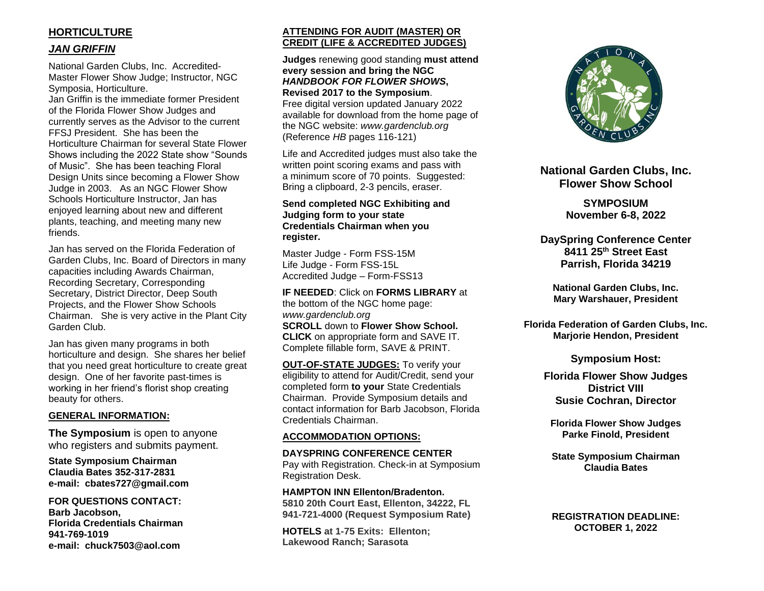## HORTICULTURE

### *JAN GRIFFIN*

National Garden Clubs, Inc. Accredited-Master Flower Show Judge; Instructor, NGC Symposia, Horticulture.

Jan Griffin is the immediate former President of the Florida Flower Show Judges and currently serves as the Advisor to the current FFSJ President. She has been the Horticulture Chairman for several State Flower Shows including the 2022 State show "Sounds of Music". She has been teaching Floral Design Units since becoming a Flower Show Judge in 2003. As an NGC Flower Show Schools Horticulture Instructor, Jan has enjoyed learning about new and different plants, teaching, and meeting many new friends.

Jan has served on the Florida Federation of Garden Clubs, Inc. Board of Directors in many capacities including Awards Chairman, Recording Secretary, Corresponding Secretary, District Director, Deep South Projects, and the Flower Show Schools Chairman. She is very active in the Plant City Garden Club.

Jan has given many programs in both horticulture and design. She shares her belief that you need great horticulture to create great design. One of her favorite past-times is working in her friend's florist shop creating beauty for others.

## GENERAL INFORMATION:

**The Symposium** is open to anyone who registers and submits payment.

**State Symposium Chairman**
**Claudia Bates 352-317-2831**
**e-mail: cbates727@gmail.com**

**FOR QUESTIONS CONTACT:**
**Barb Jacobson,**
**Florida Credentials Chairman**
**941-769-1019**
**e-mail: chuck7503@aol.com**

## ATTENDING FOR AUDIT (MASTER) OR CREDIT (LIFE & ACCREDITED JUDGES)

**Judges** renewing good standing **must attend every session and bring the NGC *HANDBOOK FOR FLOWER SHOWS*, Revised 2017 to the Symposium**. Free digital version updated January 2022 available for download from the home page of the NGC website: *www.gardenclub.org* (Reference *HB* pages 116-121)

Life and Accredited judges must also take the written point scoring exams and pass with a minimum score of 70 points. Suggested: Bring a clipboard, 2-3 pencils, eraser.

**Send completed NGC Exhibiting and Judging form to your state Credentials Chairman when you register.**

Master Judge - Form FSS-15M
Life Judge - Form FSS-15L
Accredited Judge – Form-FSS13

**IF NEEDED**: Click on **FORMS LIBRARY** at the bottom of the NGC home page: *www.gardenclub.org*
**SCROLL** down to **Flower Show School.**
**CLICK** on appropriate form and SAVE IT. Complete fillable form, SAVE & PRINT.

**OUT-OF-STATE JUDGES:** To verify your eligibility to attend for Audit/Credit, send your completed form **to your** State Credentials Chairman. Provide Symposium details and contact information for Barb Jacobson, Florida Credentials Chairman.

## ACCOMMODATION OPTIONS:

**DAYSPRING CONFERENCE CENTER**
Pay with Registration. Check-in at Symposium Registration Desk.

**HAMPTON INN Ellenton/Bradenton.**
**5810 20th Court East, Ellenton, 34222, FL**
**941-721-4000 (Request Symposium Rate)**

**HOTELS at 1-75 Exits: Ellenton; Lakewood Ranch; Sarasota**

# National Garden Clubs, Inc. Flower Show School

## SYMPOSIUM
## November 6-8, 2022

**DaySpring Conference Center**
**8411 25th Street East**
**Parrish, Florida 34219**

**National Garden Clubs, Inc.**
**Mary Warshauer, President**

**Florida Federation of Garden Clubs, Inc.**
**Marjorie Hendon, President**

**Symposium Host:**

**Florida Flower Show Judges**
**District VIII**
**Susie Cochran, Director**

**Florida Flower Show Judges**
**Parke Finold, President**

**State Symposium Chairman**
**Claudia Bates**

**REGISTRATION DEADLINE:**
**OCTOBER 1, 2022**